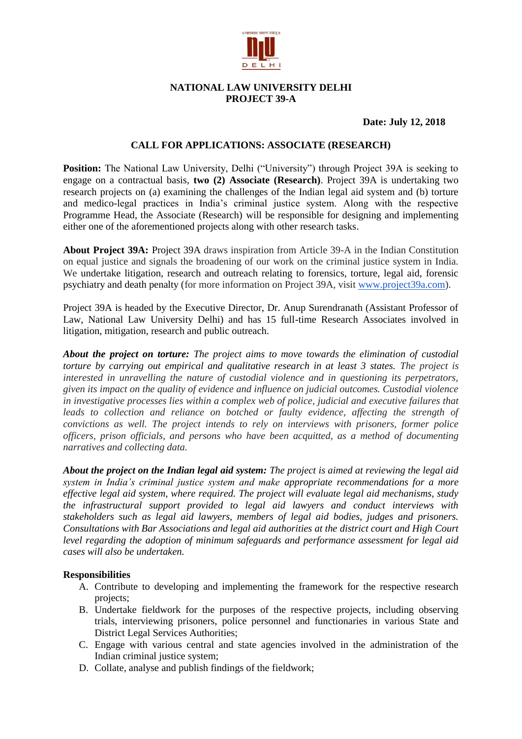**NATIONAL LAW UNIVERSITY DELHI**
**PROJECT 39-A**

**Date: July 12, 2018**

## CALL FOR APPLICATIONS: ASSOCIATE (RESEARCH)

**Position:** The National Law University, Delhi ("University") through Project 39A is seeking to engage on a contractual basis, **two (2) Associate (Research)**. Project 39A is undertaking two research projects on (a) examining the challenges of the Indian legal aid system and (b) torture and medico-legal practices in India's criminal justice system. Along with the respective Programme Head, the Associate (Research) will be responsible for designing and implementing either one of the aforementioned projects along with other research tasks.

**About Project 39A:** Project 39A draws inspiration from Article 39-A in the Indian Constitution on equal justice and signals the broadening of our work on the criminal justice system in India. We undertake litigation, research and outreach relating to forensics, torture, legal aid, forensic psychiatry and death penalty (for more information on Project 39A, visit [www.project39a.com](www.project39a.com)).

Project 39A is headed by the Executive Director, Dr. Anup Surendranath (Assistant Professor of Law, National Law University Delhi) and has 15 full-time Research Associates involved in litigation, mitigation, research and public outreach.

***About the project on torture:*** *The project aims to move towards the elimination of custodial torture by carrying out empirical and qualitative research in at least 3 states. The project is interested in unravelling the nature of custodial violence and in questioning its perpetrators, given its impact on the quality of evidence and influence on judicial outcomes. Custodial violence in investigative processes lies within a complex web of police, judicial and executive failures that leads to collection and reliance on botched or faulty evidence, affecting the strength of convictions as well. The project intends to rely on interviews with prisoners, former police officers, prison officials, and persons who have been acquitted, as a method of documenting narratives and collecting data.*

***About the project on the Indian legal aid system:*** *The project is aimed at reviewing the legal aid system in India's criminal justice system and make appropriate recommendations for a more effective legal aid system, where required. The project will evaluate legal aid mechanisms, study the infrastructural support provided to legal aid lawyers and conduct interviews with stakeholders such as legal aid lawyers, members of legal aid bodies, judges and prisoners. Consultations with Bar Associations and legal aid authorities at the district court and High Court level regarding the adoption of minimum safeguards and performance assessment for legal aid cases will also be undertaken.*

**Responsibilities**

A. Contribute to developing and implementing the framework for the respective research projects;
B. Undertake fieldwork for the purposes of the respective projects, including observing trials, interviewing prisoners, police personnel and functionaries in various State and District Legal Services Authorities;
C. Engage with various central and state agencies involved in the administration of the Indian criminal justice system;
D. Collate, analyse and publish findings of the fieldwork;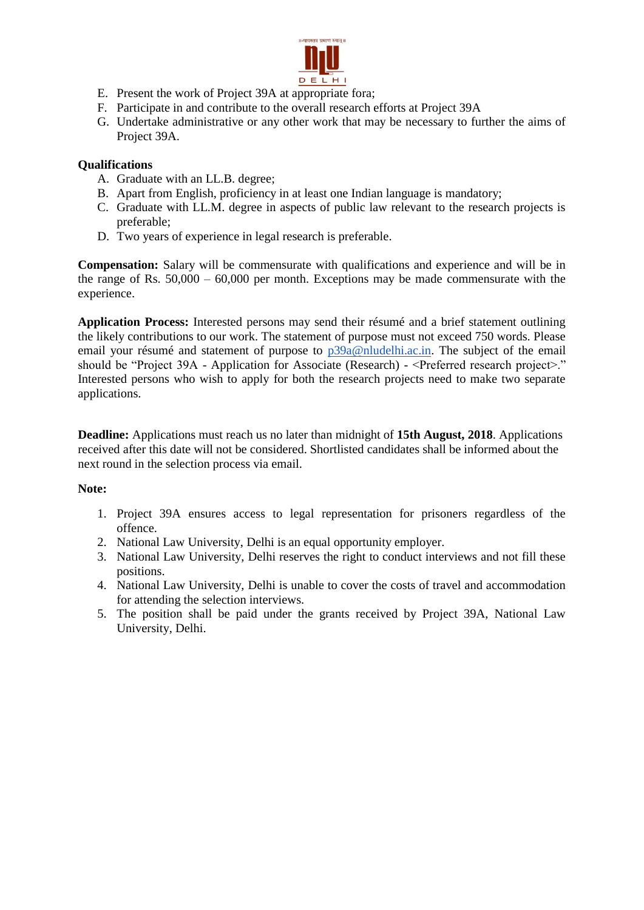E. Present the work of Project 39A at appropriate fora;
F. Participate in and contribute to the overall research efforts at Project 39A
G. Undertake administrative or any other work that may be necessary to further the aims of Project 39A.

**Qualifications**

A. Graduate with an LL.B. degree;
B. Apart from English, proficiency in at least one Indian language is mandatory;
C. Graduate with LL.M. degree in aspects of public law relevant to the research projects is preferable;
D. Two years of experience in legal research is preferable.

**Compensation:** Salary will be commensurate with qualifications and experience and will be in the range of Rs. 50,000 – 60,000 per month. Exceptions may be made commensurate with the experience.

**Application Process:** Interested persons may send their résumé and a brief statement outlining the likely contributions to our work. The statement of purpose must not exceed 750 words. Please email your résumé and statement of purpose to p39a@nludelhi.ac.in. The subject of the email should be "Project 39A - Application for Associate (Research) - <Preferred research project>." Interested persons who wish to apply for both the research projects need to make two separate applications.

**Deadline:** Applications must reach us no later than midnight of **15th August, 2018**. Applications received after this date will not be considered. Shortlisted candidates shall be informed about the next round in the selection process via email.

**Note:**

1. Project 39A ensures access to legal representation for prisoners regardless of the offence.
2. National Law University, Delhi is an equal opportunity employer.
3. National Law University, Delhi reserves the right to conduct interviews and not fill these positions.
4. National Law University, Delhi is unable to cover the costs of travel and accommodation for attending the selection interviews.
5. The position shall be paid under the grants received by Project 39A, National Law University, Delhi.